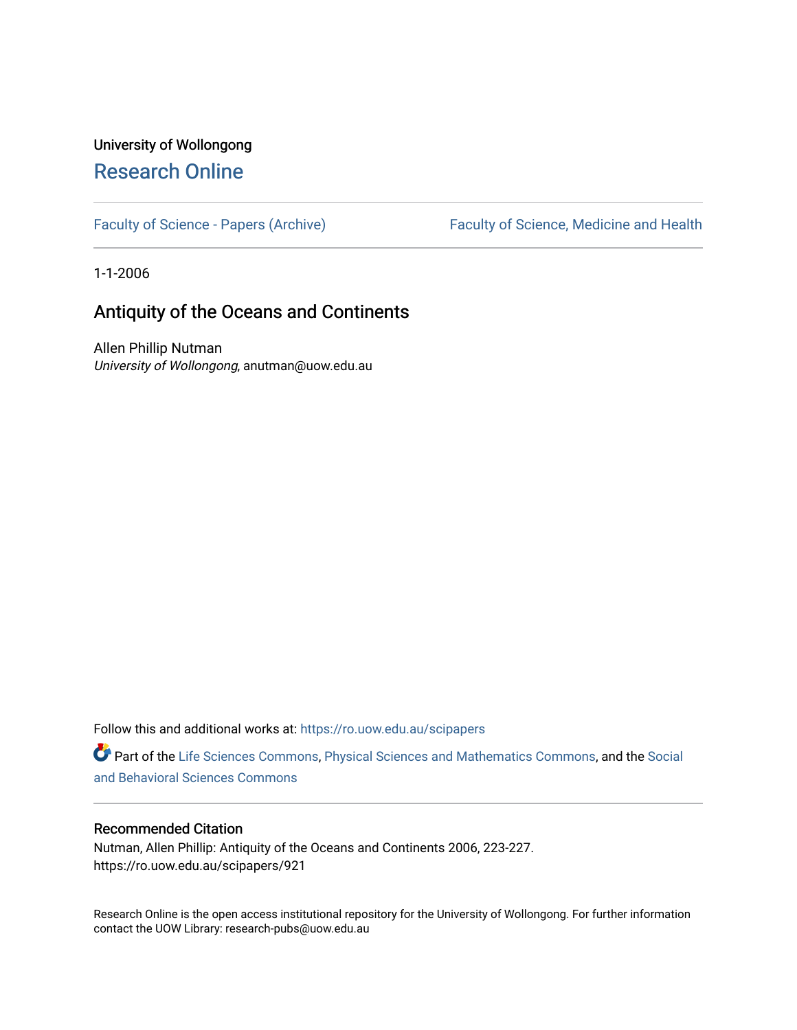University of Wollongong

# Research Online

Faculty of Science - Papers (Archive) | Faculty of Science, Medicine and Health

1-1-2006

## Antiquity of the Oceans and Continents

Allen Phillip Nutman
*University of Wollongong*, anutman@uow.edu.au

Follow this and additional works at: https://ro.uow.edu.au/scipapers

Part of the Life Sciences Commons, Physical Sciences and Mathematics Commons, and the Social and Behavioral Sciences Commons

### Recommended Citation

Nutman, Allen Phillip: Antiquity of the Oceans and Continents 2006, 223-227.
https://ro.uow.edu.au/scipapers/921

Research Online is the open access institutional repository for the University of Wollongong. For further information contact the UOW Library: research-pubs@uow.edu.au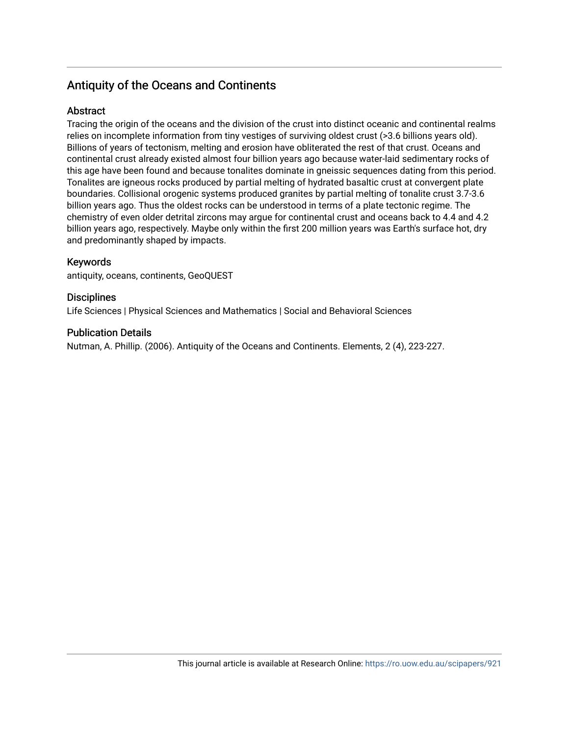## Antiquity of the Oceans and Continents

### Abstract

Tracing the origin of the oceans and the division of the crust into distinct oceanic and continental realms relies on incomplete information from tiny vestiges of surviving oldest crust (>3.6 billions years old). Billions of years of tectonism, melting and erosion have obliterated the rest of that crust. Oceans and continental crust already existed almost four billion years ago because water-laid sedimentary rocks of this age have been found and because tonalites dominate in gneissic sequences dating from this period. Tonalites are igneous rocks produced by partial melting of hydrated basaltic crust at convergent plate boundaries. Collisional orogenic systems produced granites by partial melting of tonalite crust 3.7-3.6 billion years ago. Thus the oldest rocks can be understood in terms of a plate tectonic regime. The chemistry of even older detrital zircons may argue for continental crust and oceans back to 4.4 and 4.2 billion years ago, respectively. Maybe only within the first 200 million years was Earth's surface hot, dry and predominantly shaped by impacts.

### Keywords

antiquity, oceans, continents, GeoQUEST

### Disciplines

Life Sciences | Physical Sciences and Mathematics | Social and Behavioral Sciences

### Publication Details

Nutman, A. Phillip. (2006). Antiquity of the Oceans and Continents. Elements, 2 (4), 223-227.

This journal article is available at Research Online: https://ro.uow.edu.au/scipapers/921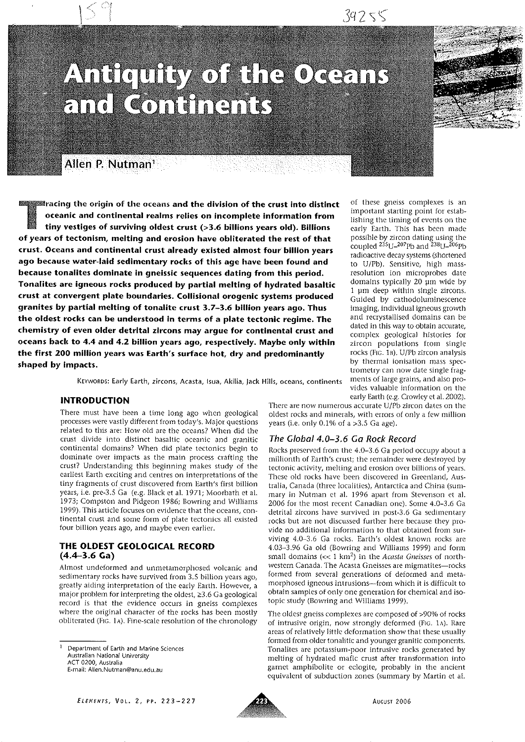# Antiquity of the Oceans and Continents

## Allen P. Nutman[1]

**Tracing the origin of the oceans and the division of the crust into distinct oceanic and continental realms relies on incomplete information from tiny vestiges of surviving oldest crust (>3.6 billions years old). Billions of years of tectonism, melting and erosion have obliterated the rest of that crust. Oceans and continental crust already existed almost four billion years ago because water-laid sedimentary rocks of this age have been found and because tonalites dominate in gneissic sequences dating from this period. Tonalites are igneous rocks produced by partial melting of hydrated basaltic crust at convergent plate boundaries. Collisional orogenic systems produced granites by partial melting of tonalite crust 3.7–3.6 billion years ago. Thus the oldest rocks can be understood in terms of a plate tectonic regime. The chemistry of even older detrital zircons may argue for continental crust and oceans back to 4.4 and 4.2 billion years ago, respectively. Maybe only within the first 200 million years was Earth's surface hot, dry and predominantly shaped by impacts.**

KEYWORDS: Early Earth, zircons, Acasta, Isua, Akilia, Jack Hills, oceans, continents

### INTRODUCTION

There must have been a time long ago when geological processes were vastly different from today's. Major questions related to this are: How old are the oceans? When did the crust divide into distinct basaltic oceanic and granitic continental domains? When did plate tectonics begin to dominate over impacts as the main process crafting the crust? Understanding this beginning makes study of the earliest Earth exciting and centres on interpretations of the tiny fragments of crust discovered from Earth's first billion years, i.e. pre-3.5 Ga (e.g. Black et al. 1971; Moorbath et al. 1973; Compston and Pidgeon 1986; Bowring and Williams 1999). This article focuses on evidence that the oceans, continental crust and some form of plate tectonics all existed four billion years ago, and maybe even earlier.

### THE OLDEST GEOLOGICAL RECORD (4.4–3.6 Ga)

Almost undeformed and unmetamorphosed volcanic and sedimentary rocks have survived from 3.5 billion years ago, greatly aiding interpretation of the early Earth. However, a major problem for interpreting the oldest, ≥3.6 Ga geological record is that the evidence occurs in gneiss complexes where the original character of the rocks has been mostly obliterated (FIG. 1A). Fine-scale resolution of the chronology of these gneiss complexes is an important starting point for establishing the timing of events on the early Earth. This has been made possible by zircon dating using the coupled $^{235}U$–$^{207}Pb$ and $^{238}U$–$^{206}Pb$ radioactive decay systems (shortened to U/Pb). Sensitive, high mass-resolution ion microprobes date domains typically 20 µm wide by 1 µm deep within single zircons. Guided by cathodoluminescence imaging, individual igneous growth and recrystallised domains can be dated in this way to obtain accurate, complex geological histories for zircon populations from single rocks (FIG. 1B). U/Pb zircon analysis by thermal ionisation mass spectrometry can now date single fragments of large grains, and also provides valuable information on the early Earth (e.g. Crowley et al. 2002). There are now numerous accurate U/Pb zircon dates on the oldest rocks and minerals, with errors of only a few million years (i.e. only 0.1% of a >3.5 Ga age).

### *The Global 4.0–3.6 Ga Rock Record*

Rocks preserved from the 4.0–3.6 Ga period occupy about a millionth of Earth's crust; the remainder were destroyed by tectonic activity, melting and erosion over billions of years. These old rocks have been discovered in Greenland, Australia, Canada (three localities), Antarctica and China (summary in Nutman et al. 1996 apart from Stevenson et al. 2006 for the most recent Canadian one). Some 4.0–3.6 Ga detrital zircons have survived in post-3.6 Ga sedimentary rocks but are not discussed further here because they provide no additional information to that obtained from surviving 4.0–3.6 Ga rocks. Earth's oldest known rocks are 4.03–3.96 Ga old (Bowring and Williams 1999) and form small domains (<< 1 km²) in the *Acasta Gneisses* of northwestern Canada. The Acasta Gneisses are migmatites—rocks formed from several generations of deformed and metamorphosed igneous intrusions—from which it is difficult to obtain samples of only one generation for chemical and isotopic study (Bowring and Williams 1999).

The oldest gneiss complexes are composed of >90% of rocks of intrusive origin, now strongly deformed (FIG. 1A). Rare areas of relatively little deformation show that these usually formed from older tonalitic and younger granitic components. Tonalites are potassium-poor intrusive rocks generated by melting of hydrated mafic crust after transformation into garnet amphibolite or eclogite, probably in the ancient equivalent of subduction zones (summary by Martin et al.

[1] Department of Earth and Marine Sciences
Australian National University
ACT 0200, Australia
E-mail: Allen.Nutman@anu.edu.au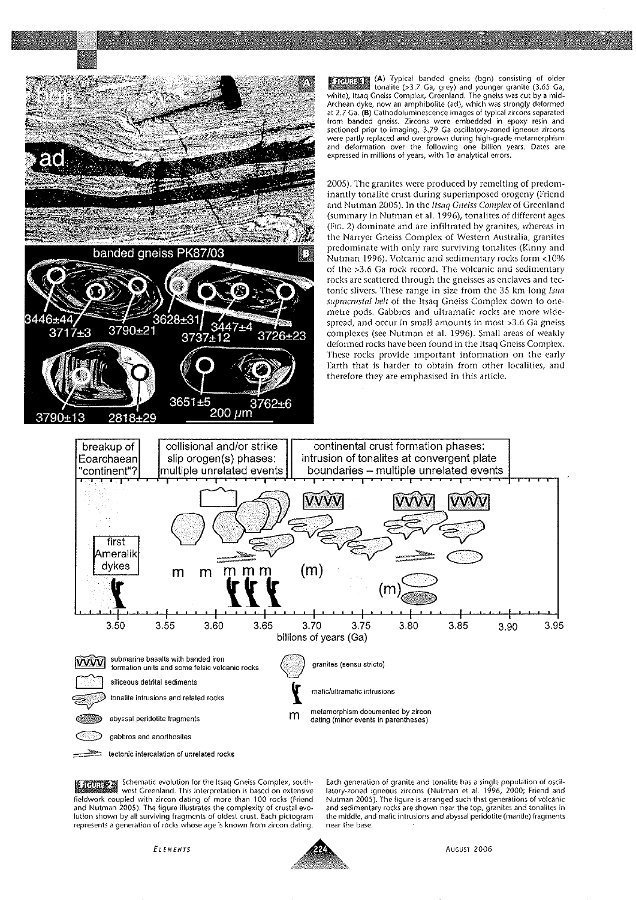**FIGURE 1** (A) Typical banded gneiss (bgn) consisting of older tonalite (>3.7 Ga, grey) and younger granite (3.65 Ga, white), Itsaq Gneiss Complex, Greenland. The gneiss was cut by a mid-Archean dyke, now an amphibolite (ad), which was strongly deformed at 2.7 Ga. (B) Cathodoluminescence images of typical zircons separated from banded gneiss. Zircons were embedded in epoxy resin and sectioned prior to imaging. 3.79 Ga oscillatory-zoned igneous zircons were partly replaced and overgrown during high-grade metamorphism and deformation over the following one billion years. Dates are expressed in millions of years, with 1σ analytical errors.

2005). The granites were produced by remelting of predominantly tonalite crust during superimposed orogeny (Friend and Nutman 2005). In the *Itsaq Gneiss Complex* of Greenland (summary in Nutman et al. 1996), tonalites of different ages (FIG. 2) dominate and are infiltrated by granites, whereas in the Narryer Gneiss Complex of Western Australia, granites predominate with only rare surviving tonalites (Kinny and Nutman 1996). Volcanic and sedimentary rocks form <10% of the >3.6 Ga rock record. The volcanic and sedimentary rocks are scattered through the gneisses as enclaves and tectonic slivers. These range in size from the 35 km long *Isua supracrustal belt* of the Itsaq Gneiss Complex down to one-metre pods. Gabbros and ultramafic rocks are more widespread, and occur in small amounts in most >3.6 Ga gneiss complexes (see Nutman et al. 1996). Small areas of weakly deformed rocks have been found in the Itsaq Gneiss Complex. These rocks provide important information on the early Earth that is harder to obtain from other localities, and therefore they are emphasised in this article.

**FIGURE 2** Schematic evolution for the Itsaq Gneiss Complex, southwest Greenland. This interpretation is based on extensive fieldwork coupled with zircon dating of more than 100 rocks (Friend and Nutman 2005). The figure illustrates the complexity of crustal evolution shown by all surviving fragments of oldest crust. Each pictogram represents a generation of rocks whose age is known from zircon dating. Each generation of granite and tonalite has a single population of oscillatory-zoned igneous zircons (Nutman et al. 1996, 2000; Friend and Nutman 2005). The figure is arranged such that generations of volcanic and sedimentary rocks are shown near the top, granites and tonalites in the middle, and mafic intrusions and abyssal peridotite (mantle) fragments near the base.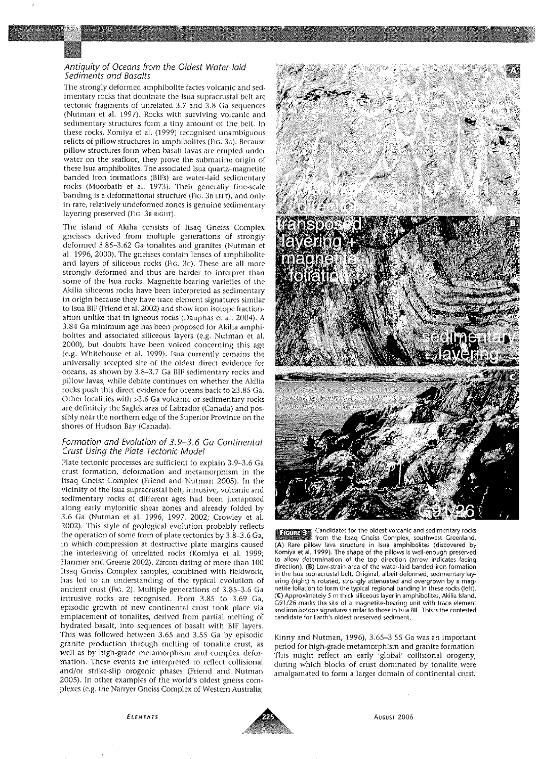### Antiquity of Oceans from the Oldest Water-laid Sediments and Basalts

The strongly deformed amphibolite facies volcanic and sedimentary rocks that dominate the Isua supracrustal belt are tectonic fragments of unrelated 3.7 and 3.8 Ga sequences (Nutman et al. 1997). Rocks with surviving volcanic and sedimentary structures form a tiny amount of the belt. In these rocks, Komiya et al. (1999) recognised unambiguous relicts of pillow structures in amphibolites (Fig. 3A). Because pillow structures form when basalt lavas are erupted under water on the seafloor, they prove the submarine origin of these Isua amphibolites. The associated Isua quartz–magnetite banded iron formations (BIFs) are water-laid sedimentary rocks (Moorbath et al. 1973). Their generally fine-scale banding is a deformational structure (Fig. 3B LEFT), and only in rare, relatively undeformed zones is genuine sedimentary layering preserved (Fig. 3B RIGHT).

The island of Akilia consists of Itsaq Gneiss Complex gneisses derived from multiple generations of strongly deformed 3.85–3.62 Ga tonalites and granites (Nutman et al. 1996, 2000). The gneisses contain lenses of amphibolite and layers of siliceous rocks (Fig. 3C). These are all more strongly deformed and thus are harder to interpret than some of the Isua rocks. Magnetite-bearing varieties of the Akilia siliceous rocks have been interpreted as sedimentary in origin because they have trace element signatures similar to Isua BIF (Friend et al. 2002) and show iron isotope fractionation unlike that in igneous rocks (Dauphas et al. 2004). A 3.84 Ga minimum age has been proposed for Akilia amphibolites and associated siliceous layers (e.g. Nutman et al. 2000), but doubts have been voiced concerning this age (e.g. Whitehouse et al. 1999). Isua currently remains the universally accepted site of the oldest direct evidence for oceans, as shown by 3.8–3.7 Ga BIF sedimentary rocks and pillow lavas, while debate continues on whether the Akilia rocks push this direct evidence for oceans back to ≥3.85 Ga. Other localities with >3.6 Ga volcanic or sedimentary rocks are definitely the Saglek area of Labrador (Canada) and possibly near the northern edge of the Superior Province on the shores of Hudson Bay (Canada).

### Formation and Evolution of 3.9–3.6 Ga Continental Crust Using the Plate Tectonic Model

Plate tectonic processes are sufficient to explain 3.9–3.6 Ga crust formation, deformation and metamorphism in the Itsaq Gneiss Complex (Friend and Nutman 2005). In the vicinity of the Isua supracrustal belt, intrusive, volcanic and sedimentary rocks of different ages had been juxtaposed along early mylonitic shear zones and already folded by 3.6 Ga (Nutman et al. 1996, 1997, 2002; Crowley et al. 2002). This style of geological evolution probably reflects the operation of some form of plate tectonics by 3.8–3.6 Ga, in which compression at destructive plate margins caused the interleaving of unrelated rocks (Komiya et al. 1999; Hanmer and Greene 2002). Zircon dating of more than 100 Itsaq Gneiss Complex samples, combined with fieldwork, has led to an understanding of the typical evolution of ancient crust (Fig. 2). Multiple generations of 3.85–3.6 Ga intrusive rocks are recognised. From 3.85 to 3.69 Ga, episodic growth of new continental crust took place via emplacement of tonalites, derived from partial melting of hydrated basalt, into sequences of basalt with BIF layers. This was followed between 3.65 and 3.55 Ga by episodic granite production through melting of tonalite crust, as well as by high-grade metamorphism and complex deformation. These events are interpreted to reflect collisional and/or strike-slip orogenic phases (Friend and Nutman 2005). In other examples of the world's oldest gneiss complexes (e.g. the Narryer Gneiss Complex of Western Australia; Kinny and Nutman, 1996), 3.65–3.55 Ga was an important period for high-grade metamorphism and granite formation. This might reflect an early 'global' collisional orogeny, during which blocks of crust dominated by tonalite were amalgamated to form a larger domain of continental crust.

**Figure 3** Candidates for the oldest volcanic and sedimentary rocks from the Itsaq Gneiss Complex, southwest Greenland. (A) Rare pillow lava structure in Isua amphibolites (discovered by Komiya et al. 1999). The shape of the pillows is well-enough preserved to allow determination of the top direction (arrow indicates facing direction). (B) Low-strain area of the water-laid banded iron formation in the Isua supracrustal belt. Original, albeit deformed, sedimentary layering (right) is rotated, strongly attenuated and overgrown by a magnetite foliation to form the typical regional banding in these rocks (left). (C) Approximately 5 m thick siliceous layer in amphibolites, Akilia Island. G91/26 marks the site of a magnetite-bearing unit with trace element and iron isotope signatures similar to those in Isua BIF. This is the contested candidate for Earth's oldest preserved sediment.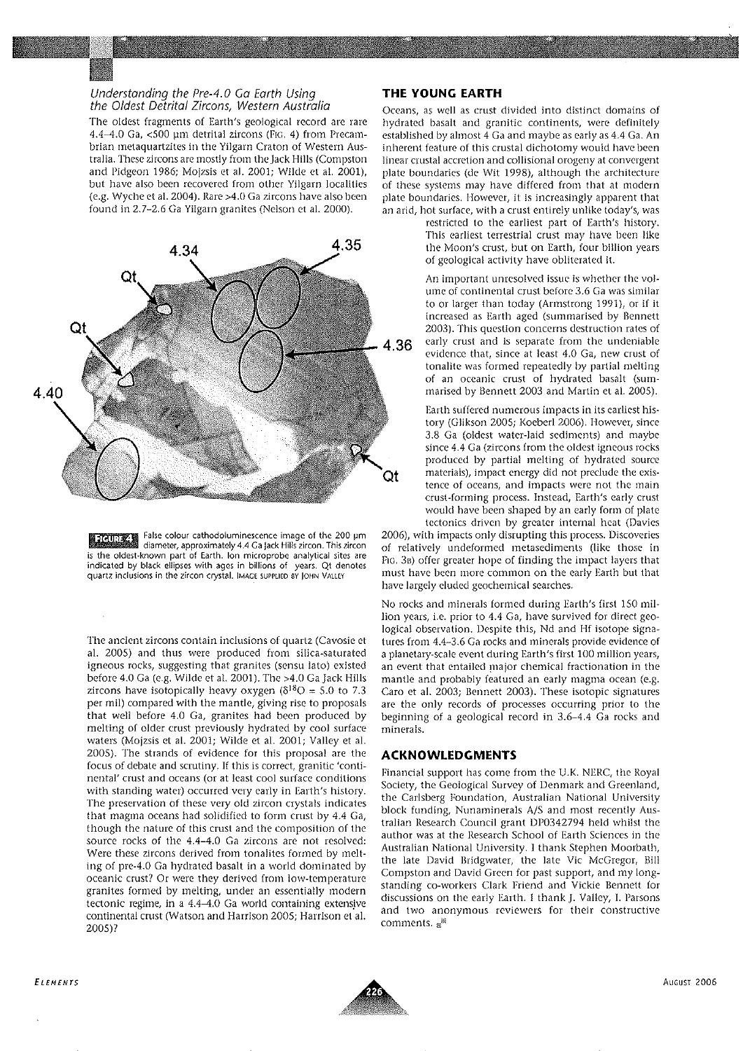### *Understanding the Pre-4.0 Ga Earth Using the Oldest Detrital Zircons, Western Australia*

The oldest fragments of Earth's geological record are rare 4.4–4.0 Ga, <500 µm detrital zircons (Fig. 4) from Precambrian metaquartzites in the Yilgarn Craton of Western Australia. These zircons are mostly from the Jack Hills (Compston and Pidgeon 1986; Mojzsis et al. 2001; Wilde et al. 2001), but have also been recovered from other Yilgarn localities (e.g. Wyche et al. 2004). Rare >4.0 Ga zircons have also been found in 2.7–2.6 Ga Yilgarn granites (Nelson et al. 2000).

**Figure 4** False colour cathodoluminescence image of the 200 µm diameter, approximately 4.4 Ga Jack Hills zircon. This zircon is the oldest-known part of Earth. Ion microprobe analytical sites are indicated by black ellipses with ages in billions of years. Qt denotes quartz inclusions in the zircon crystal. Image supplied by John Valley

The ancient zircons contain inclusions of quartz (Cavosie et al. 2005) and thus were produced from silica-saturated igneous rocks, suggesting that granites (sensu lato) existed before 4.0 Ga (e.g. Wilde et al. 2001). The >4.0 Ga Jack Hills zircons have isotopically heavy oxygen ($\delta^{18}O$ = 5.0 to 7.3 per mil) compared with the mantle, giving rise to proposals that well before 4.0 Ga, granites had been produced by melting of older crust previously hydrated by cool surface waters (Mojzsis et al. 2001; Wilde et al. 2001; Valley et al. 2005). The strands of evidence for this proposal are the focus of debate and scrutiny. If this is correct, granitic 'continental' crust and oceans (or at least cool surface conditions with standing water) occurred very early in Earth's history. The preservation of these very old zircon crystals indicates that magma oceans had solidified to form crust by 4.4 Ga, though the nature of this crust and the composition of the source rocks of the 4.4–4.0 Ga zircons are not resolved: Were these zircons derived from tonalites formed by melting of pre-4.0 Ga hydrated basalt in a world dominated by oceanic crust? Or were they derived from low-temperature granites formed by melting, under an essentially modern tectonic regime, in a 4.4–4.0 Ga world containing extensive continental crust (Watson and Harrison 2005; Harrison et al. 2005)?

## THE YOUNG EARTH

Oceans, as well as crust divided into distinct domains of hydrated basalt and granitic continents, were definitely established by almost 4 Ga and maybe as early as 4.4 Ga. An inherent feature of this crustal dichotomy would have been linear crustal accretion and collisional orogeny at convergent plate boundaries (de Wit 1998), although the architecture of these systems may have differed from that at modern plate boundaries. However, it is increasingly apparent that an arid, hot surface, with a crust entirely unlike today's, was restricted to the earliest part of Earth's history. This earliest terrestrial crust may have been like the Moon's crust, but on Earth, four billion years of geological activity have obliterated it.

An important unresolved issue is whether the volume of continental crust before 3.6 Ga was similar to or larger than today (Armstrong 1991), or if it increased as Earth aged (summarised by Bennett 2003). This question concerns destruction rates of early crust and is separate from the undeniable evidence that, since at least 4.0 Ga, new crust of tonalite was formed repeatedly by partial melting of an oceanic crust of hydrated basalt (summarised by Bennett 2003 and Martin et al. 2005).

Earth suffered numerous impacts in its earliest history (Glikson 2005; Koeberl 2006). However, since 3.8 Ga (oldest water-laid sediments) and maybe since 4.4 Ga (zircons from the oldest igneous rocks produced by partial melting of hydrated source materials), impact energy did not preclude the existence of oceans, and impacts were not the main crust-forming process. Instead, Earth's early crust would have been shaped by an early form of plate tectonics driven by greater internal heat (Davies 2006), with impacts only disrupting this process. Discoveries of relatively undeformed metasediments (like those in Fig. 3b) offer greater hope of finding the impact layers that must have been more common on the early Earth but that have largely eluded geochemical searches.

No rocks and minerals formed during Earth's first 150 million years, i.e. prior to 4.4 Ga, have survived for direct geological observation. Despite this, Nd and Hf isotope signatures from 4.4–3.6 Ga rocks and minerals provide evidence of a planetary-scale event during Earth's first 100 million years, an event that entailed major chemical fractionation in the mantle and probably featured an early magma ocean (e.g. Caro et al. 2003; Bennett 2003). These isotopic signatures are the only records of processes occurring prior to the beginning of a geological record in 3.6–4.4 Ga rocks and minerals.

## ACKNOWLEDGMENTS

Financial support has come from the U.K. NERC, the Royal Society, the Geological Survey of Denmark and Greenland, the Carlsberg Foundation, Australian National University block funding, Nunaminerals A/S and most recently Australian Research Council grant DP0342794 held whilst the author was at the Research School of Earth Sciences in the Australian National University. I thank Stephen Moorbath, the late David Bridgwater, the late Vic McGregor, Bill Compston and David Green for past support, and my longstanding co-workers Clark Friend and Vickie Bennett for discussions on the early Earth. I thank J. Valley, I. Parsons and two anonymous reviewers for their constructive comments.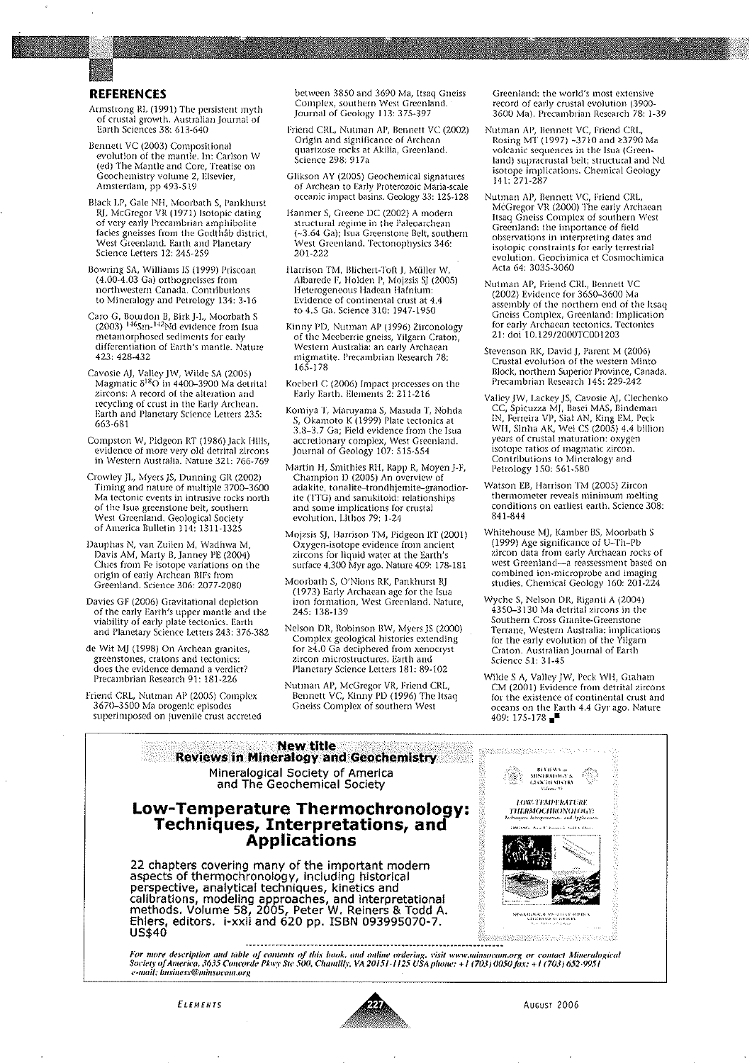## REFERENCES

Armstrong RL (1991) The persistent myth of crustal growth. Australian Journal of Earth Sciences 38: 613-640

Bennett VC (2003) Compositional evolution of the mantle. In: Carlson W (ed) The Mantle and Core, Treatise on Geochemistry volume 2, Elsevier, Amsterdam, pp 493-519

Black LP, Gale NH, Moorbath S, Pankhurst RJ, McGregor VR (1971) Isotopic dating of very early Precambrian amphibolite facies gneisses from the Godthåb district, West Greenland. Earth and Planetary Science Letters 12: 245-259

Bowring SA, Williams IS (1999) Priscoan (4.00-4.03 Ga) orthogneisses from northwestern Canada. Contributions to Mineralogy and Petrology 134: 3-16

Caro G, Bourdon B, Birk J-L, Moorbath S (2003) $^{146}$Sm-$^{142}$Nd evidence from Isua metamorphosed sediments for early differentiation of Earth's mantle. Nature 423: 428-432

Cavosie AJ, Valley JW, Wilde SA (2005) Magmatic $\delta^{18}$O in 4400-3900 Ma detrital zircons: A record of the alteration and recycling of crust in the Early Archean. Earth and Planetary Science Letters 235: 663-681

Compston W, Pidgeon RT (1986) Jack Hills, evidence of more very old detrital zircons in Western Australia. Nature 321: 766-769

Crowley JL, Myers JS, Dunning GR (2002) Timing and nature of multiple 3700-3600 Ma tectonic events in intrusive rocks north of the Isua greenstone belt, southern West Greenland. Geological Society of America Bulletin 114: 1311-1325

Dauphas N, van Zuilen M, Wadhwa M, Davis AM, Marty B, Janney PE (2004) Clues from Fe isotope variations on the origin of early Archean BIFs from Greenland. Science 306: 2077-2080

Davies GF (2006) Gravitational depletion of the early Earth's upper mantle and the viability of early plate tectonics. Earth and Planetary Science Letters 243: 376-382

de Wit MJ (1998) On Archean granites, greenstones, cratons and tectonics: does the evidence demand a verdict? Precambrian Research 91: 181-226

Friend CRL, Nutman AP (2005) Complex 3670-3500 Ma orogenic episodes superimposed on juvenile crust accreted between 3850 and 3690 Ma, Itsaq Gneiss Complex, southern West Greenland. Journal of Geology 113: 375-397

Friend CRL, Nutman AP, Bennett VC (2002) Origin and significance of Archean quartzose rocks at Akilia, Greenland. Science 298: 917a

Glikson AY (2005) Geochemical signatures of Archean to Early Proterozoic Maria-scale oceanic impact basins. Geology 33: 125-128

Hanmer S, Greene DC (2002) A modern structural regime in the Paleoarchean (~3.64 Ga); Isua Greenstone Belt, southern West Greenland. Tectonophysics 346: 201-222

Harrison TM, Blichert-Toft J, Müller W, Albarede F, Holden P, Mojzsis SJ (2005) Heterogeneous Hadean Hafnium: Evidence of continental crust at 4.4 to 4.5 Ga. Science 310: 1947-1950

Kinny PD, Nutman AP (1996) Zirconology of the Meeberrie gneiss, Yilgarn Craton, Western Australia: an early Archaean migmatite. Precambrian Research 78: 165-178

Koeberl C (2006) Impact processes on the Early Earth. Elements 2: 211-216

Komiya T, Maruyama S, Masuda T, Nohda S, Okamoto K (1999) Plate tectonics at 3.8-3.7 Ga; Field evidence from the Isua accretionary complex, West Greenland. Journal of Geology 107: 515-554

Martin H, Smithies RH, Rapp R, Moyen J-F, Champion D (2005) An overview of adakite, tonalite-trondhjemite-granodiorite (TTG) and sanukitoid: relationships and some implications for crustal evolution. Lithos 79: 1-24

Mojzsis SJ, Harrison TM, Pidgeon RT (2001) Oxygen-isotope evidence from ancient zircons for liquid water at the Earth's surface 4,300 Myr ago. Nature 409: 178-181

Moorbath S, O'Nions RK, Pankhurst RJ (1973) Early Archaean age for the Isua iron formation, West Greenland. Nature, 245: 138-139

Nelson DR, Robinson BW, Myers JS (2000) Complex geological histories extending for ≥4.0 Ga deciphered from xenocryst zircon microstructures. Earth and Planetary Science Letters 181: 89-102

Nutman AP, McGregor VR, Friend CRL, Bennett VC, Kinny PD (1996) The Itsaq Gneiss Complex of southern West Greenland: the world's most extensive record of early crustal evolution (3900-3600 Ma). Precambrian Research 78: 1-39

Nutman AP, Bennett VC, Friend CRL, Rosing MT (1997) ~3710 and ≥3790 Ma volcanic sequences in the Isua (Greenland) supracrustal belt; structural and Nd isotope implications. Chemical Geology 141: 271-287

Nutman AP, Bennett VC, Friend CRL, McGregor VR (2000) The early Archean Itsaq Gneiss Complex of southern West Greenland: the importance of field observations in interpreting dates and isotopic constraints for early terrestrial evolution. Geochimica et Cosmochimica Acta 64: 3035-3060

Nutman AP, Friend CRL, Bennett VC (2002) Evidence for 3650-3600 Ma assembly of the northern end of the Itsaq Gneiss Complex, Greenland: Implication for early Archaean tectonics. Tectonics 21: doi 10.129/2000TC001203

Stevenson RK, David J, Parent M (2006) Crustal evolution of the western Minto Block, northern Superior Province, Canada. Precambrian Research 145: 229-242

Valley JW, Lackey JS, Cavosie AJ, Clechenko CC, Spicuzza MJ, Basei MAS, Bindeman IN, Ferreira VP, Sial AN, King EM, Peck WH, Sinha AK, Wei CS (2005) 4.4 billion years of crustal maturation: oxygen isotope ratios of magmatic zircon. Contributions to Mineralogy and Petrology 150: 561-580

Watson EB, Harrison TM (2005) Zircon thermometer reveals minimum melting conditions on earliest earth. Science 308: 841-844

Whitehouse MJ, Kamber BS, Moorbath S (1999) Age significance of U-Th-Pb zircon data from early Archaean rocks of west Greenland—a reassessment based on combined ion-microprobe and imaging studies. Chemical Geology 160: 201-224

Wyche S, Nelson DR, Riganti A (2004) 4350-3130 Ma detrital zircons in the Southern Cross Granite-Greenstone Terrane, Western Australia: implications for the early evolution of the Yilgarn Craton. Australian Journal of Earth Science 51: 31-45

Wilde S A, Valley JW, Peck WH, Graham CM (2001) Evidence from detrital zircons for the existence of continental crust and oceans on the Earth 4.4 Gyr ago. Nature 409: 175-178

---

**New title**
**Reviews in Mineralogy and Geochemistry**

Mineralogical Society of America and The Geochemical Society

## Low-Temperature Thermochronology: Techniques, Interpretations, and Applications

22 chapters covering many of the important modern aspects of thermochronology, including historical perspective, analytical techniques, kinetics and calibrations, modeling approaches, and interpretational methods. Volume 58, 2005, Peter W. Reiners & Todd A. Ehlers, editors. i-xxii and 620 pp. ISBN 093995070-7. US$40

*For more description and table of contents of this book, and online ordering, visit www.minsocam.org or contact Mineralogical Society of America, 3635 Concorde Pkwy Ste 500, Chantilly, VA 20151-1125 USA phone: +1 (703) 0050 fax: +1 (703) 652-9951 e-mail: business@minsocam.org*